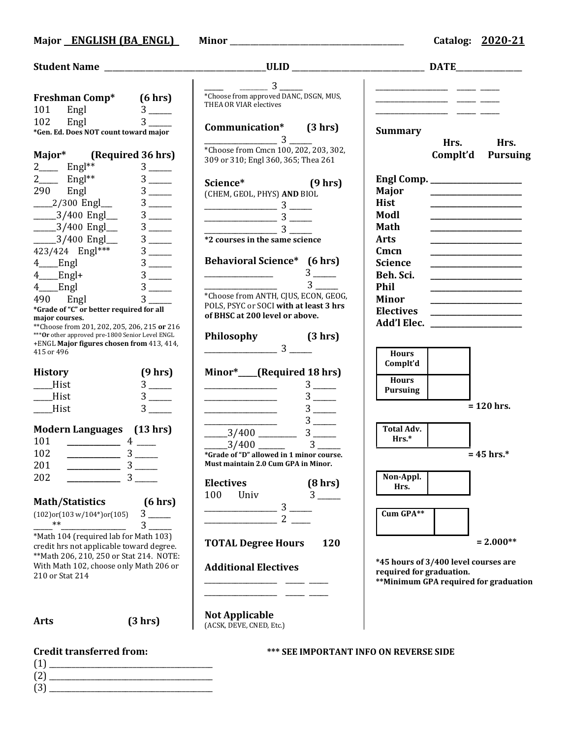**Major ENGLISH (BA_ENGL)** **Minor** ______________________ **Catalog: 2020-21**

**Student Name** ______________________ **ULID** ______________________ **DATE** ____________

**Freshman Comp*** **(6 hrs)**

| | | | |
|---|---|---|---|
| 101 | Engl | 3 | ____ |
| 102 | Engl | 3 | ____ |

***Gen. Ed. Does NOT count toward major**

**Major*** **(Required 36 hrs)**

| | | | |
|---|---|---|---|
| 2____ | Engl** | 3 | ____ |
| 2____ | Engl** | 3 | ____ |
| 290 | Engl | 3 | ____ |
| ____2/300 | Engl___ | 3 | ____ |
| _____3/400 | Engl___ | 3 | ____ |
| _____3/400 | Engl___ | 3 | ____ |
| _____3/400 | Engl___ | 3 | ____ |
| 423/424 | Engl*** | 3 | ____ |
| 4____ | Engl | 3 | ____ |
| 4____ | Engl+ | 3 | ____ |
| 4____ | Engl | 3 | ____ |
| 490 | Engl | 3 | ____ |

***Grade of "C" or better required for all major courses.**
**Choose from 201, 202, 205, 206, 215 **or** 216
*****Or** other approved pre-1800 Senior Level ENGL
+ENGL **Major figures chosen from** 413, 414, 415 or 496

**History** **(9 hrs)**

| | | |
|---|---|---|
| ____Hist | 3 | ____ |
| ____Hist | 3 | ____ |
| ____Hist | 3 | ____ |

**Modern Languages** **(13 hrs)**

| | | | |
|---|---|---|---|
| 101 | ________ | 4 | ____ |
| 102 | ________ | 3 | ____ |
| 201 | ________ | 3 | ____ |
| 202 | ________ | 3 | ____ |

**Math/Statistics** **(6 hrs)**

| | | |
|---|---|---|
| (102)or(103 w/104*)or(105) | 3 | ____ |
| ____**________ | 3 | ____ |

*Math 104 (required lab for Math 103) credit hrs not applicable toward degree.
**Math 206, 210, 250 or Stat 214. NOTE: With Math 102, choose only Math 206 or 210 or Stat 214

**Arts** **(3 hrs)**

____ ______ 3 ____
*Choose from approved DANC, DSGN, MUS, THEA OR VIAR electives

**Communication*** **(3 hrs)**

________________ 3 ____
*Choose from Cmcn 100, 202, 203, 302, 309 or 310; Engl 360, 365; Thea 261

**Science*** **(9 hrs)**
(CHEM, GEOL, PHYS) **AND** BIOL

________________ 3 ____
________________ 3 ____
________________ 3 ____

***2 courses in the same science**

**Behavioral Science*** **(6 hrs)**

________________ 3 ____
________________ 3 ____

*Choose from ANTH, CJUS, ECON, GEOG, POLS, PSYC or SOCI **with at least 3 hrs of BHSC at 200 level or above.**

**Philosophy** **(3 hrs)**

________________ 3 ____

**Minor*____(Required 18 hrs)**

| | | |
|---|---|---|
| ________________ | 3 | ____ |
| ________________ | 3 | ____ |
| ________________ | 3 | ____ |
| ________________ | 3 | ____ |
| _____3/400 ________ | 3 | ____ |
| _____3/400 ______ | 3 | ____ |

***Grade of "D" allowed in 1 minor course. Must maintain 2.0 Cum GPA in Minor.**

**Electives** **(8 hrs)**

| | | | |
|---|---|---|---|
| 100 | Univ | 3 | ____ |
| ________________ | | 3 | ____ |
| ________________ | | 2 | ____ |

**TOTAL Degree Hours 120**

**Additional Electives**

________________ ____ ____
________________ ____ ____

**Not Applicable**
(ACSK, DEVE, CNED, Etc.)

________________ ____ ____
________________ ____ ____
________________ ____ ____

**Summary**

| | Hrs. Complt'd | Hrs. Pursuing |
|---|---|---|
| **Engl Comp.** | | |
| **Major** | | |
| **Hist** | | |
| **Modl** | | |
| **Math** | | |
| **Arts** | | |
| **Cmcn** | | |
| **Science** | | |
| **Beh. Sci.** | | |
| **Phil** | | |
| **Minor** | | |
| **Electives** | | |
| **Add'l Elec.** | | |

| | |
|---|---|
| **Hours Complt'd** | |
| **Hours Pursuing** | |

**= 120 hrs.**

| | |
|---|---|
| **Total Adv. Hrs.*** | |

**= 45 hrs.***

| | |
|---|---|
| **Non-Appl. Hrs.** | |

| | |
|---|---|
| **Cum GPA**** | |

**= 2.000****

***45 hours of 3/400 level courses are required for graduation.**
****Minimum GPA required for graduation**

**Credit transferred from:**

(1) ______________________
(2) ______________________
(3) ______________________

***** SEE IMPORTANT INFO ON REVERSE SIDE**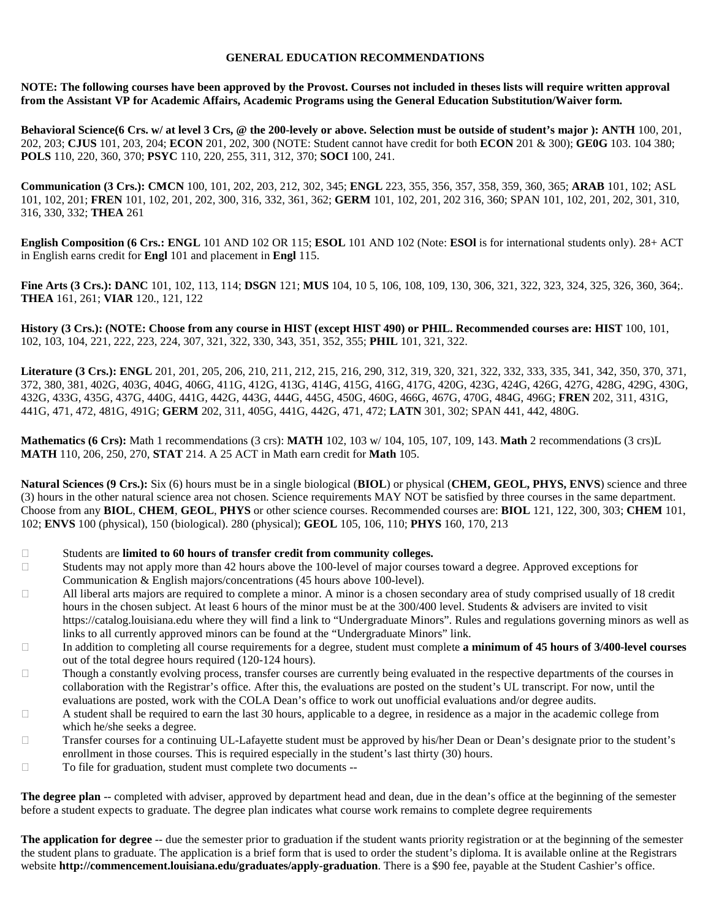### GENERAL EDUCATION RECOMMENDATIONS

**NOTE: The following courses have been approved by the Provost. Courses not included in theses lists will require written approval from the Assistant VP for Academic Affairs, Academic Programs using the General Education Substitution/Waiver form.**

**Behavioral Science(6 Crs. w/ at level 3 Crs, @ the 200-levely or above. Selection must be outside of student's major ): ANTH** 100, 201, 202, 203; **CJUS** 101, 203, 204; **ECON** 201, 202, 300 (NOTE: Student cannot have credit for both **ECON** 201 & 300); **GE0G** 103. 104 380; **POLS** 110, 220, 360, 370; **PSYC** 110, 220, 255, 311, 312, 370; **SOCI** 100, 241.

**Communication (3 Crs.): CMCN** 100, 101, 202, 203, 212, 302, 345; **ENGL** 223, 355, 356, 357, 358, 359, 360, 365; **ARAB** 101, 102; ASL 101, 102, 201; **FREN** 101, 102, 201, 202, 300, 316, 332, 361, 362; **GERM** 101, 102, 201, 202 316, 360; SPAN 101, 102, 201, 202, 301, 310, 316, 330, 332; **THEA** 261

**English Composition (6 Crs.: ENGL** 101 AND 102 OR 115; **ESOL** 101 AND 102 (Note: **ESOl** is for international students only). 28+ ACT in English earns credit for **Engl** 101 and placement in **Engl** 115.

**Fine Arts (3 Crs.): DANC** 101, 102, 113, 114; **DSGN** 121; **MUS** 104, 10 5, 106, 108, 109, 130, 306, 321, 322, 323, 324, 325, 326, 360, 364;. **THEA** 161, 261; **VIAR** 120., 121, 122

**History (3 Crs.): (NOTE: Choose from any course in HIST (except HIST 490) or PHIL. Recommended courses are: HIST** 100, 101, 102, 103, 104, 221, 222, 223, 224, 307, 321, 322, 330, 343, 351, 352, 355; **PHIL** 101, 321, 322.

**Literature (3 Crs.): ENGL** 201, 201, 205, 206, 210, 211, 212, 215, 216, 290, 312, 319, 320, 321, 322, 332, 333, 335, 341, 342, 350, 370, 371, 372, 380, 381, 402G, 403G, 404G, 406G, 411G, 412G, 413G, 414G, 415G, 416G, 417G, 420G, 423G, 424G, 426G, 427G, 428G, 429G, 430G, 432G, 433G, 435G, 437G, 440G, 441G, 442G, 443G, 444G, 445G, 450G, 460G, 466G, 467G, 470G, 484G, 496G; **FREN** 202, 311, 431G, 441G, 471, 472, 481G, 491G; **GERM** 202, 311, 405G, 441G, 442G, 471, 472; **LATN** 301, 302; SPAN 441, 442, 480G.

**Mathematics (6 Crs):** Math 1 recommendations (3 crs): **MATH** 102, 103 w/ 104, 105, 107, 109, 143. **Math** 2 recommendations (3 crs)L **MATH** 110, 206, 250, 270, **STAT** 214. A 25 ACT in Math earn credit for **Math** 105.

**Natural Sciences (9 Crs.):** Six (6) hours must be in a single biological (**BIOL**) or physical (**CHEM, GEOL, PHYS, ENVS**) science and three (3) hours in the other natural science area not chosen. Science requirements MAY NOT be satisfied by three courses in the same department. Choose from any **BIOL**, **CHEM**, **GEOL**, **PHYS** or other science courses. Recommended courses are: **BIOL** 121, 122, 300, 303; **CHEM** 101, 102; **ENVS** 100 (physical), 150 (biological). 280 (physical); **GEOL** 105, 106, 110; **PHYS** 160, 170, 213

- Students are **limited to 60 hours of transfer credit from community colleges.**
- Students may not apply more than 42 hours above the 100-level of major courses toward a degree. Approved exceptions for Communication & English majors/concentrations (45 hours above 100-level).
- All liberal arts majors are required to complete a minor. A minor is a chosen secondary area of study comprised usually of 18 credit hours in the chosen subject. At least 6 hours of the minor must be at the 300/400 level. Students & advisers are invited to visit https://catalog.louisiana.edu where they will find a link to "Undergraduate Minors". Rules and regulations governing minors as well as links to all currently approved minors can be found at the "Undergraduate Minors" link.
- In addition to completing all course requirements for a degree, student must complete **a minimum of 45 hours of 3/400-level courses** out of the total degree hours required (120-124 hours).
- Though a constantly evolving process, transfer courses are currently being evaluated in the respective departments of the courses in collaboration with the Registrar's office. After this, the evaluations are posted on the student's UL transcript. For now, until the evaluations are posted, work with the COLA Dean's office to work out unofficial evaluations and/or degree audits.
- A student shall be required to earn the last 30 hours, applicable to a degree, in residence as a major in the academic college from which he/she seeks a degree.
- Transfer courses for a continuing UL-Lafayette student must be approved by his/her Dean or Dean's designate prior to the student's enrollment in those courses. This is required especially in the student's last thirty (30) hours.
- To file for graduation, student must complete two documents --

**The degree plan** -- completed with adviser, approved by department head and dean, due in the dean's office at the beginning of the semester before a student expects to graduate. The degree plan indicates what course work remains to complete degree requirements

**The application for degree** -- due the semester prior to graduation if the student wants priority registration or at the beginning of the semester the student plans to graduate. The application is a brief form that is used to order the student's diploma. It is available online at the Registrars website **http://commencement.louisiana.edu/graduates/apply-graduation**. There is a $90 fee, payable at the Student Cashier's office.